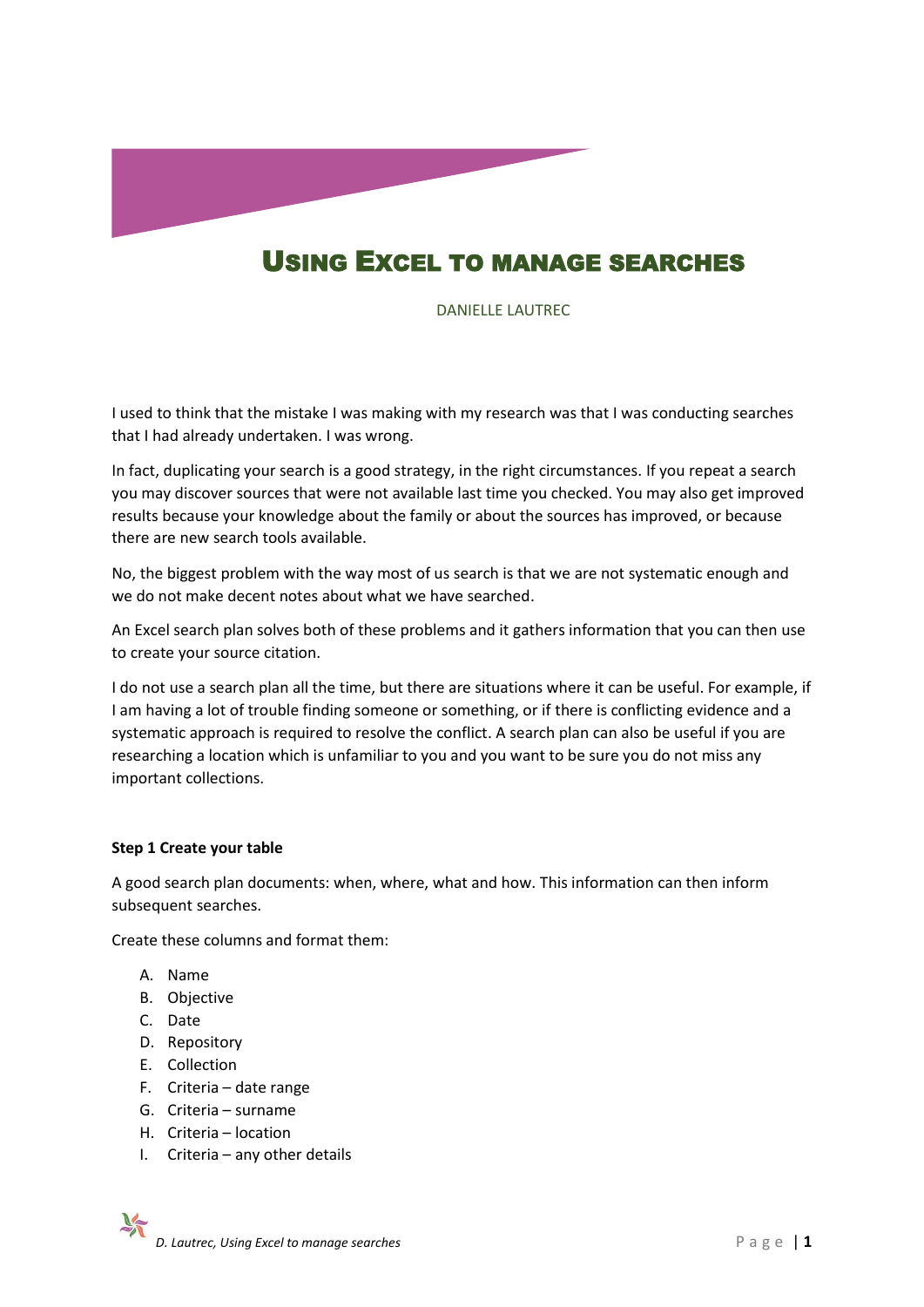# Using Excel to manage searches

DANIELLE LAUTREC

I used to think that the mistake I was making with my research was that I was conducting searches that I had already undertaken. I was wrong.

In fact, duplicating your search is a good strategy, in the right circumstances. If you repeat a search you may discover sources that were not available last time you checked. You may also get improved results because your knowledge about the family or about the sources has improved, or because there are new search tools available.

No, the biggest problem with the way most of us search is that we are not systematic enough and we do not make decent notes about what we have searched.

An Excel search plan solves both of these problems and it gathers information that you can then use to create your source citation.

I do not use a search plan all the time, but there are situations where it can be useful. For example, if I am having a lot of trouble finding someone or something, or if there is conflicting evidence and a systematic approach is required to resolve the conflict. A search plan can also be useful if you are researching a location which is unfamiliar to you and you want to be sure you do not miss any important collections.

**Step 1 Create your table**

A good search plan documents: when, where, what and how. This information can then inform subsequent searches.

Create these columns and format them:

A. Name
B. Objective
C. Date
D. Repository
E. Collection
F. Criteria – date range
G. Criteria – surname
H. Criteria – location
I. Criteria – any other details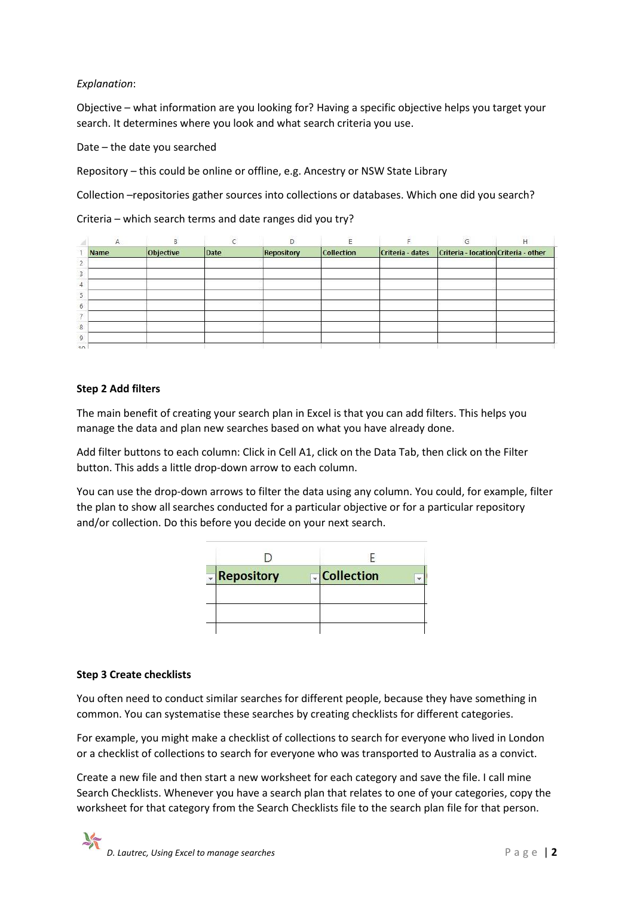*Explanation*:

Objective – what information are you looking for? Having a specific objective helps you target your search. It determines where you look and what search criteria you use.

Date – the date you searched

Repository – this could be online or offline, e.g. Ancestry or NSW State Library

Collection –repositories gather sources into collections or databases. Which one did you search?

Criteria – which search terms and date ranges did you try?

| Name | Objective | Date | Repository | Collection | Criteria - dates | Criteria - location | Criteria - other |
|---|---|---|---|---|---|---|---|
| | | | | | | | |
| | | | | | | | |
| | | | | | | | |
| | | | | | | | |
| | | | | | | | |
| | | | | | | | |
| | | | | | | | |
| | | | | | | | |

**Step 2 Add filters**

The main benefit of creating your search plan in Excel is that you can add filters. This helps you manage the data and plan new searches based on what you have already done.

Add filter buttons to each column: Click in Cell A1, click on the Data Tab, then click on the Filter button. This adds a little drop-down arrow to each column.

You can use the drop-down arrows to filter the data using any column. You could, for example, filter the plan to show all searches conducted for a particular objective or for a particular repository and/or collection. Do this before you decide on your next search.

| Repository | Collection |
|---|---|
| | |
| | |

**Step 3 Create checklists**

You often need to conduct similar searches for different people, because they have something in common. You can systematise these searches by creating checklists for different categories.

For example, you might make a checklist of collections to search for everyone who lived in London or a checklist of collections to search for everyone who was transported to Australia as a convict.

Create a new file and then start a new worksheet for each category and save the file. I call mine Search Checklists. Whenever you have a search plan that relates to one of your categories, copy the worksheet for that category from the Search Checklists file to the search plan file for that person.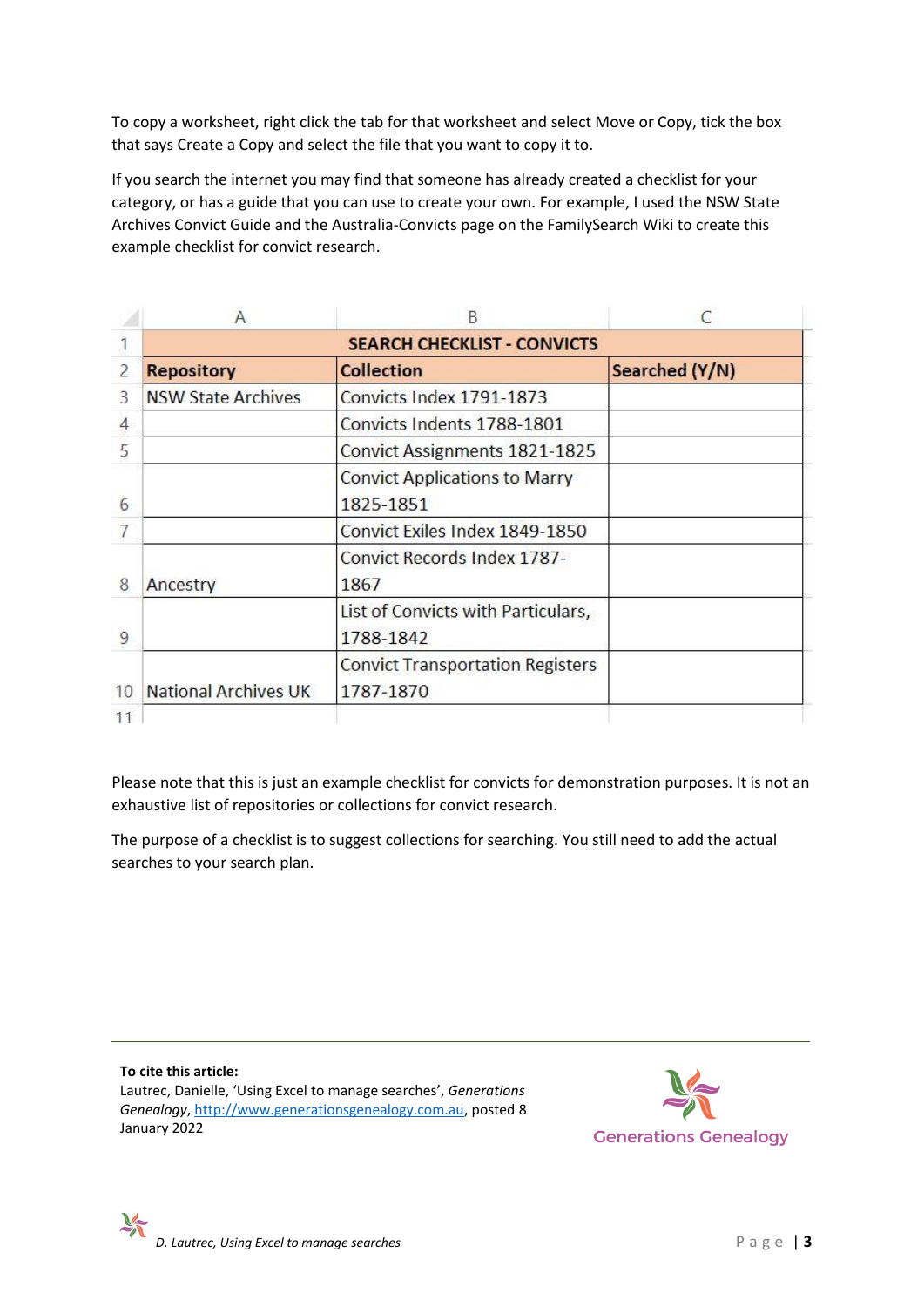To copy a worksheet, right click the tab for that worksheet and select Move or Copy, tick the box that says Create a Copy and select the file that you want to copy it to.

If you search the internet you may find that someone has already created a checklist for your category, or has a guide that you can use to create your own. For example, I used the NSW State Archives Convict Guide and the Australia-Convicts page on the FamilySearch Wiki to create this example checklist for convict research.

| SEARCH CHECKLIST - CONVICTS | | |
|---|---|---|
| **Repository** | **Collection** | **Searched (Y/N)** |
| NSW State Archives | Convicts Index 1791-1873 | |
| | Convicts Indents 1788-1801 | |
| | Convict Assignments 1821-1825 | |
| | Convict Applications to Marry 1825-1851 | |
| | Convict Exiles Index 1849-1850 | |
| Ancestry | Convict Records Index 1787-1867 | |
| | List of Convicts with Particulars, 1788-1842 | |
| National Archives UK | Convict Transportation Registers 1787-1870 | |

Please note that this is just an example checklist for convicts for demonstration purposes. It is not an exhaustive list of repositories or collections for convict research.

The purpose of a checklist is to suggest collections for searching. You still need to add the actual searches to your search plan.

---

**To cite this article:**
Lautrec, Danielle, 'Using Excel to manage searches', *Generations Genealogy*, http://www.generationsgenealogy.com.au, posted 8 January 2022

Generations Genealogy